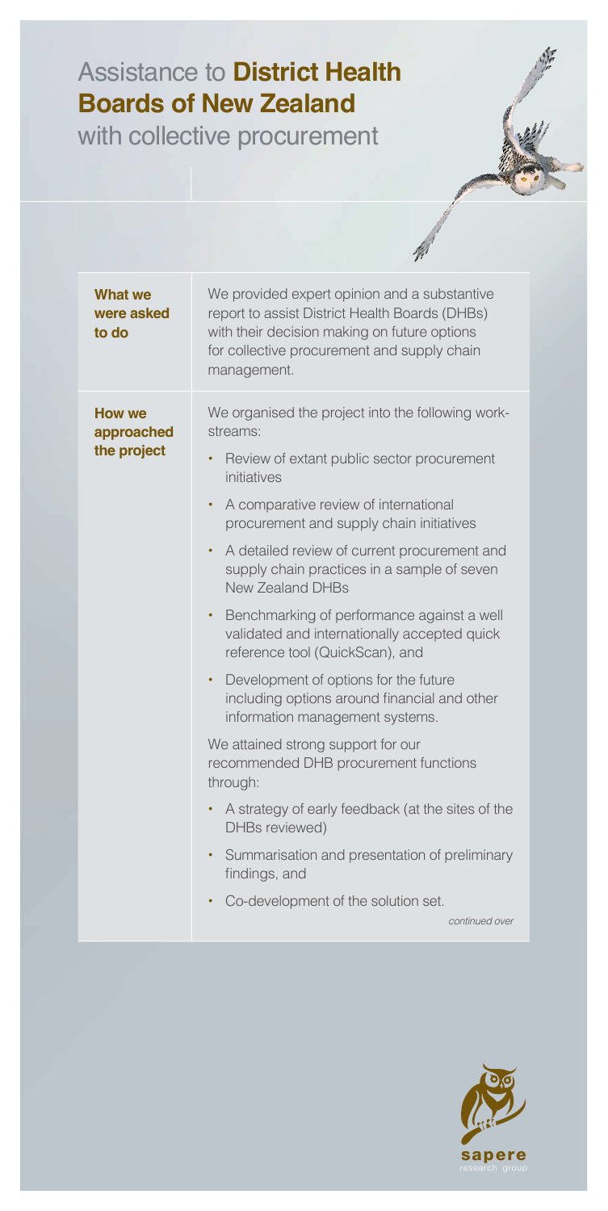# Assistance to **District Health Boards of New Zealand** with collective procurement

| | |
|---|---|
| **What we were asked to do** | We provided expert opinion and a substantive report to assist District Health Boards (DHBs) with their decision making on future options for collective procurement and supply chain management. |
| **How we approached the project** | We organised the project into the following work-streams:<br>• Review of extant public sector procurement initiatives<br>• A comparative review of international procurement and supply chain initiatives<br>• A detailed review of current procurement and supply chain practices in a sample of seven New Zealand DHBs<br>• Benchmarking of performance against a well validated and internationally accepted quick reference tool (QuickScan), and<br>• Development of options for the future including options around financial and other information management systems.<br><br>We attained strong support for our recommended DHB procurement functions through:<br>• A strategy of early feedback (at the sites of the DHBs reviewed)<br>• Summarisation and presentation of preliminary findings, and<br>• Co-development of the solution set.<br><br>*continued over* |

sapere
research group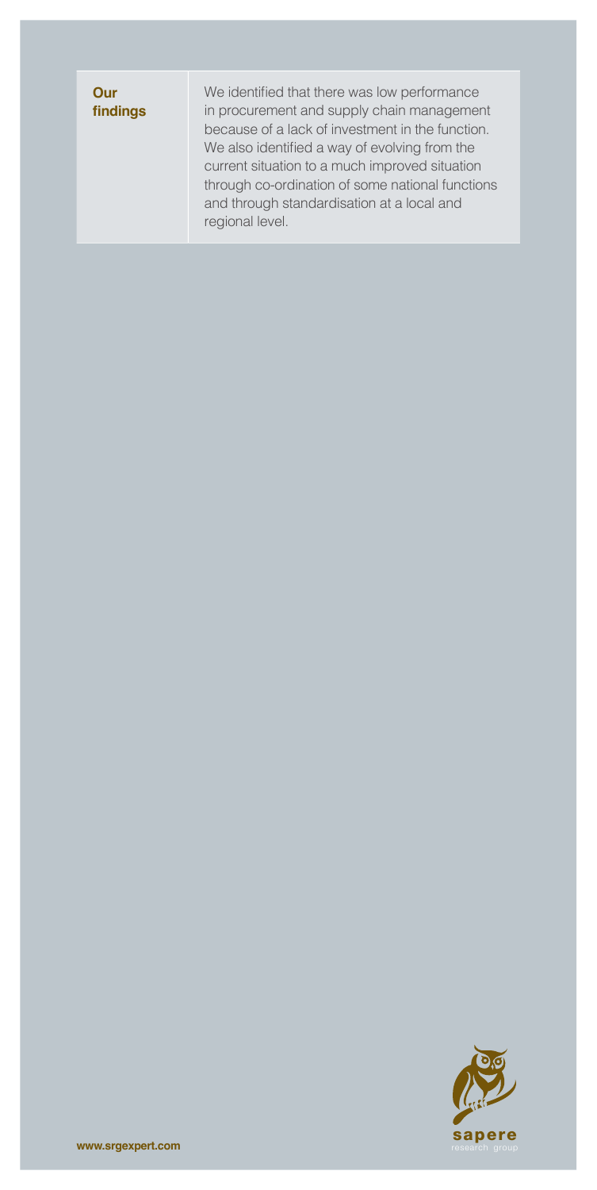**Our findings**

We identified that there was low performance in procurement and supply chain management because of a lack of investment in the function. We also identified a way of evolving from the current situation to a much improved situation through co-ordination of some national functions and through standardisation at a local and regional level.

sapere research group

www.srgexpert.com